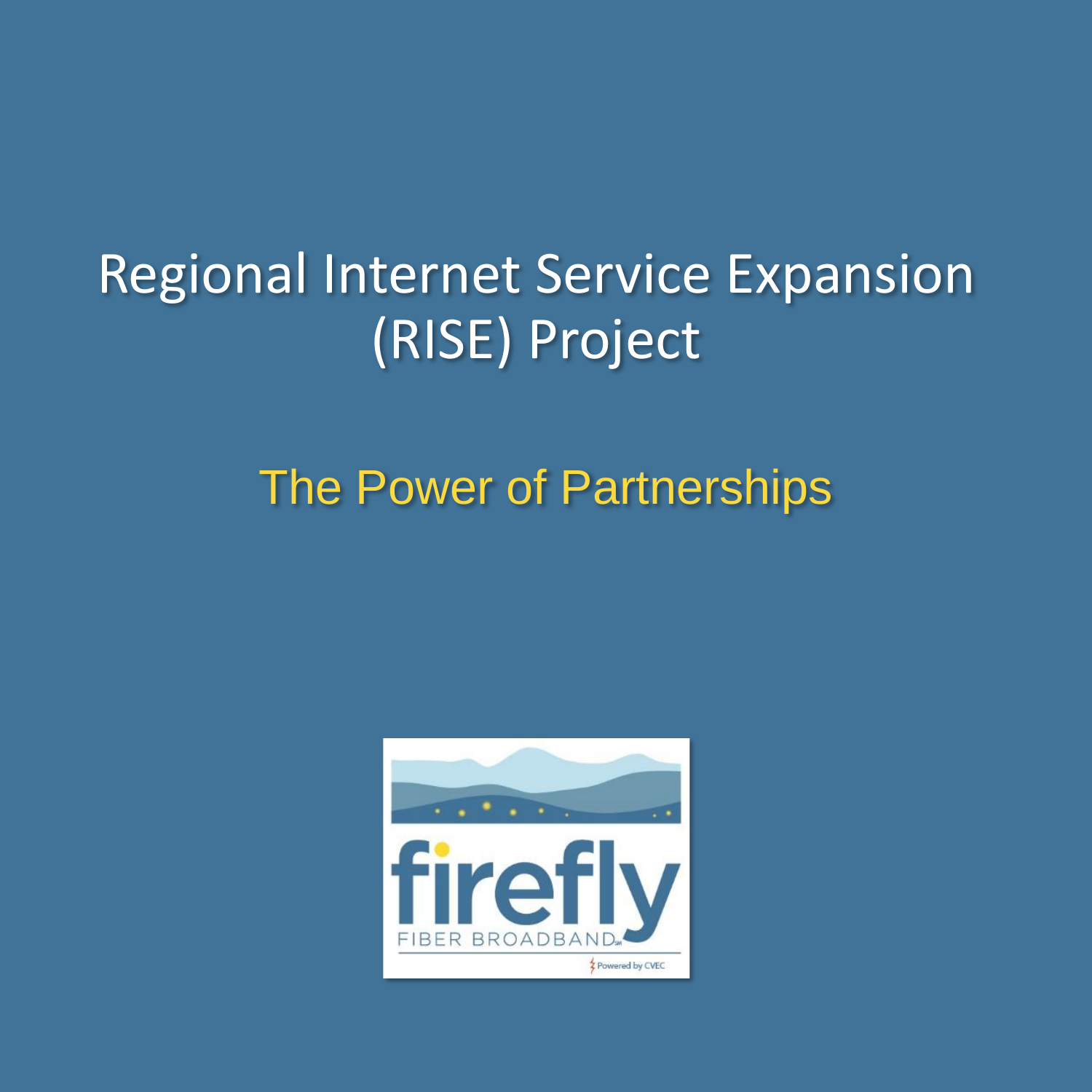# Regional Internet Service Expansion (RISE) Project

## The Power of Partnerships

firefly

FIBER BROADBAND

Powered by CVEC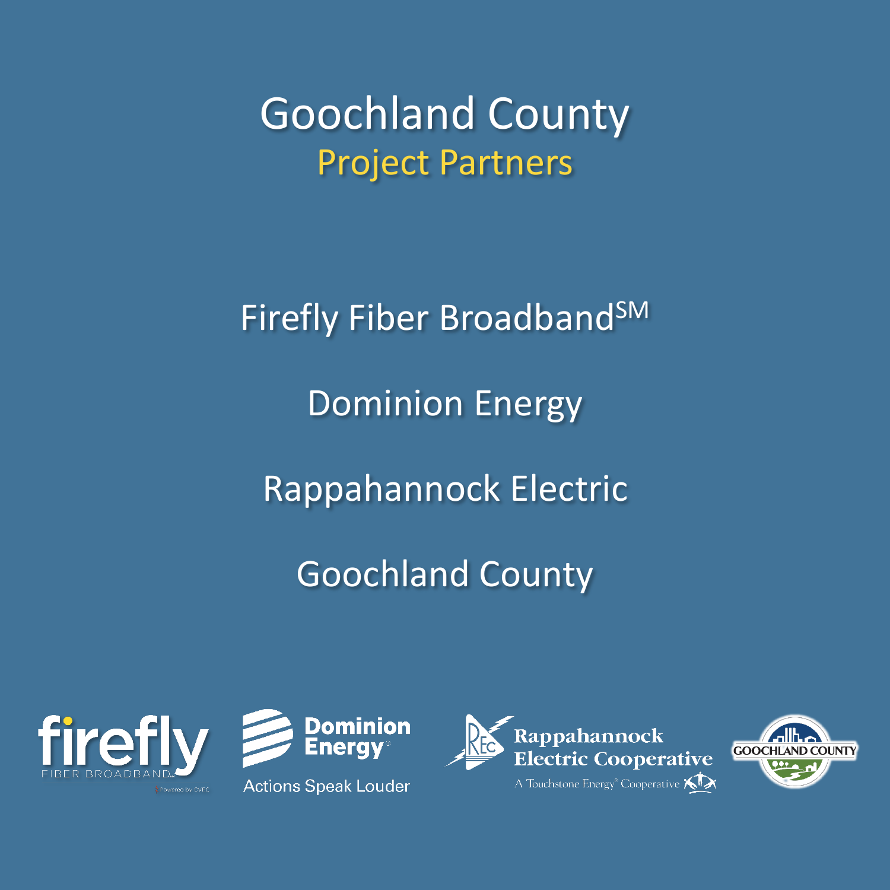# Goochland County

## Project Partners

Firefly Fiber Broadband[SM]

Domion Energy

Rappahannock Electric

Goochland County

# Goochland County

## Project Partners

Firefly Fiber Broadband[SM]

Dominion Energy

Rappahannock Electric

Goochland County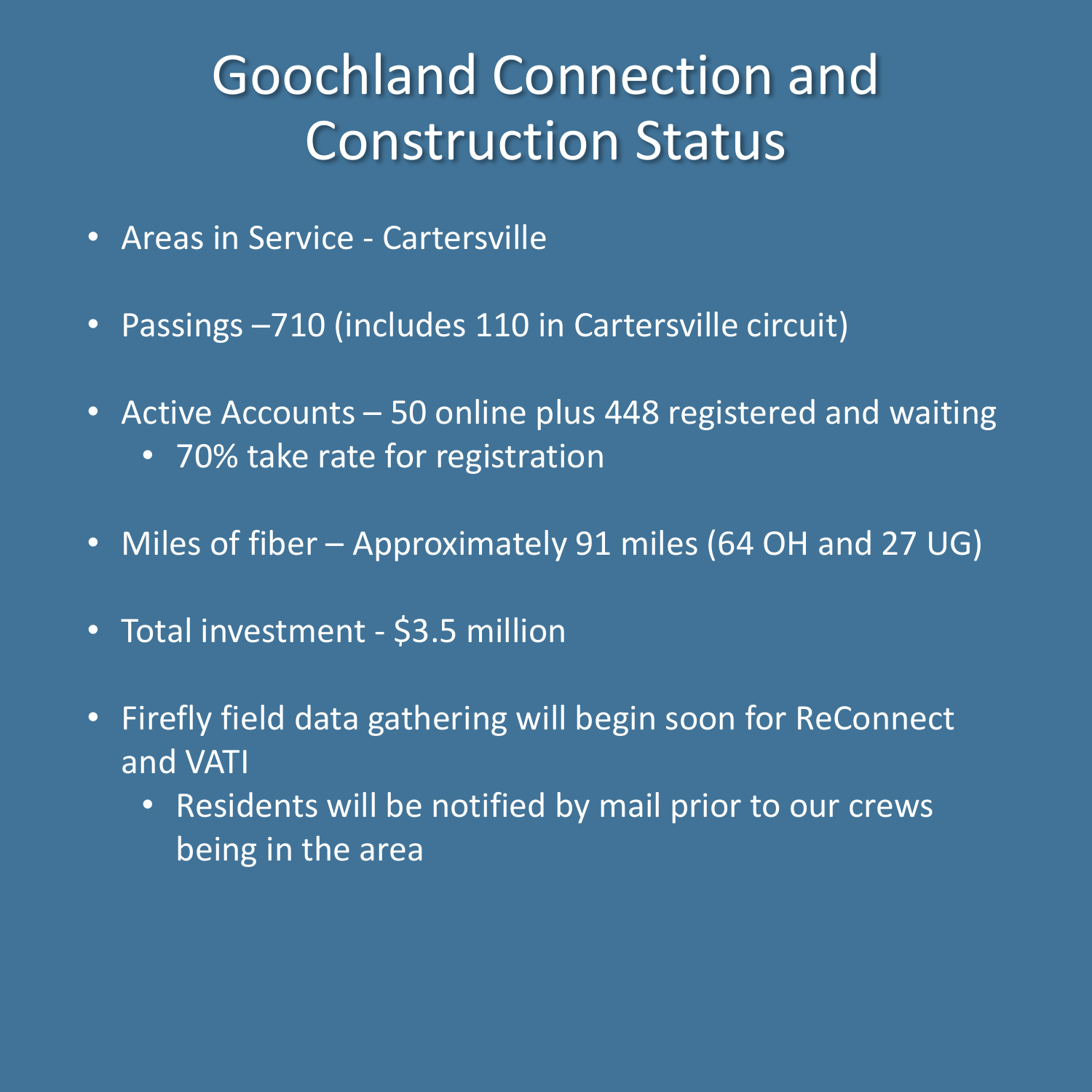# Goochland Connection and Construction Status

- Areas in Service - Cartersville
- Passings –710 (includes 110 in Cartersville circuit)
- Active Accounts – 50 online plus 448 registered and waiting
  - 70% take rate for registration
- Miles of fiber – Approximately 91 miles (64 OH and 27 UG)
- Total investment - $3.5 million
- Firefly field data gathering will begin soon for ReConnect and VATI
  - Residents will be notified by mail prior to our crews being in the area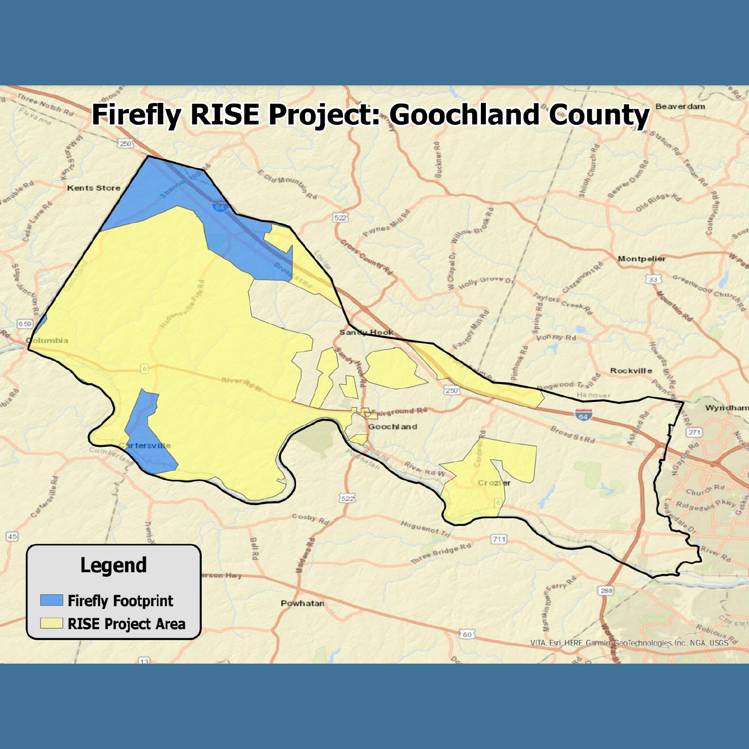# Firefly RISE Project: Goochland County

**Legend**

- Firefly Footprint
- RISE Project Area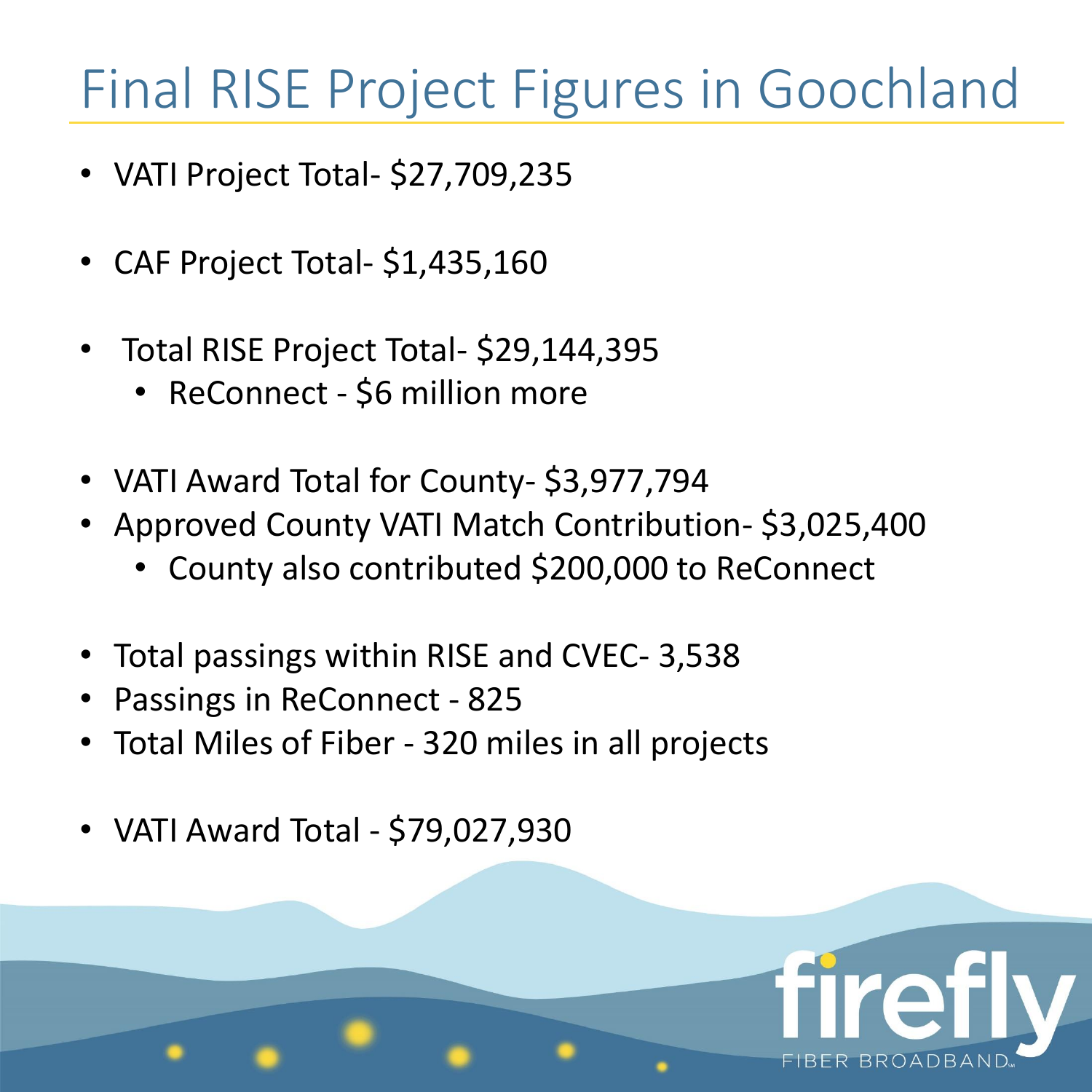# Final RISE Project Figures in Goochland

- VATI Project Total- $27,709,235
- CAF Project Total- $1,435,160
- Total RISE Project Total- $29,144,395
  - ReConnect - $6 million more
- VATI Award Total for County- $3,977,794
- Approved County VATI Match Contribution- $3,025,400
  - County also contributed $200,000 to ReConnect
- Total passings within RISE and CVEC- 3,538
- Passings in ReConnect - 825
- Total Miles of Fiber - 320 miles in all projects
- VATI Award Total - $79,027,930

firefly FIBER BROADBAND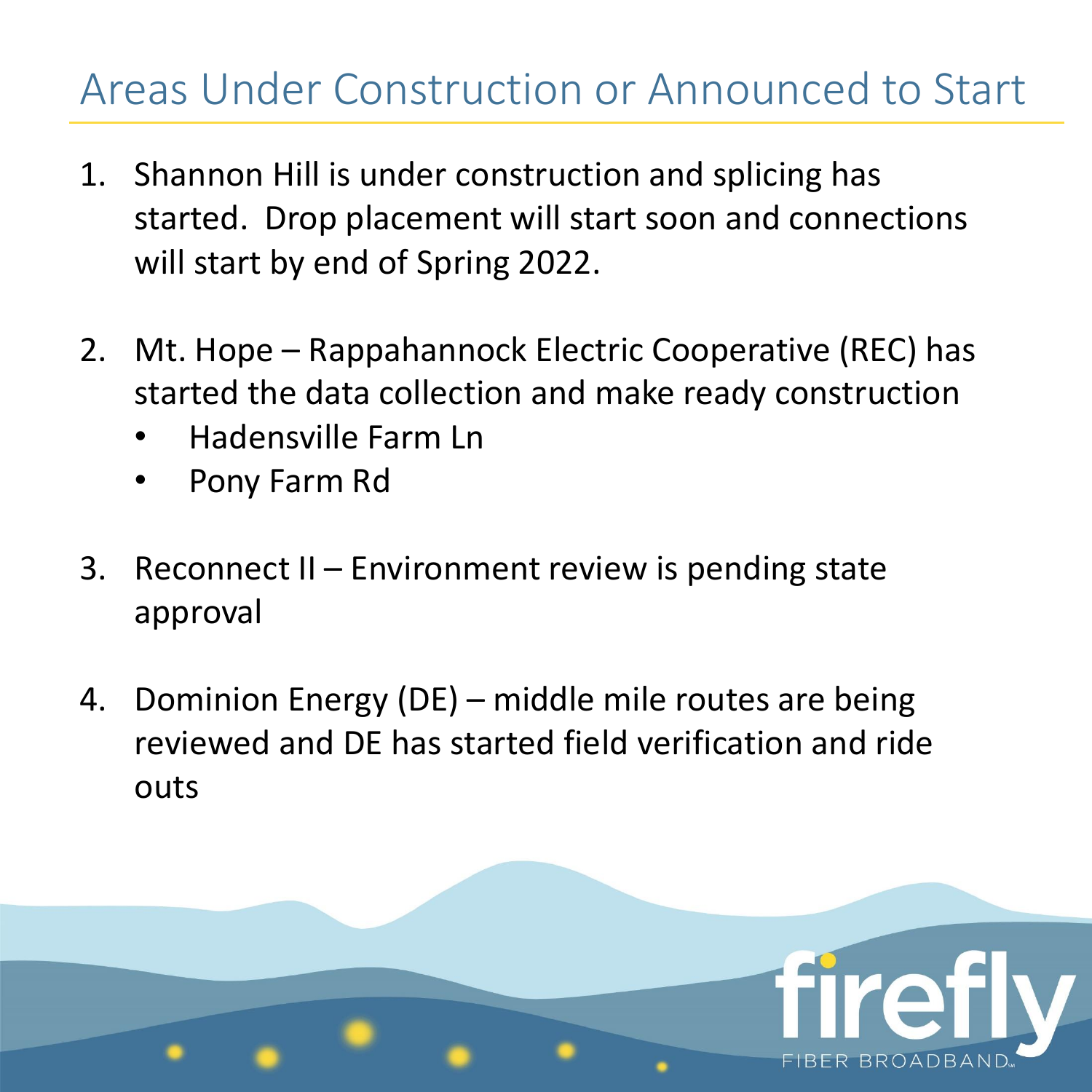# Areas Under Construction or Announced to Start

1. Shannon Hill is under construction and splicing has started. Drop placement will start soon and connections will start by end of Spring 2022.

2. Mt. Hope – Rappahannock Electric Cooperative (REC) has started the data collection and make ready construction
   - Hadensville Farm Ln
   - Pony Farm Rd

3. Reconnect II – Environment review is pending state approval

4. Dominion Energy (DE) – middle mile routes are being reviewed and DE has started field verification and ride outs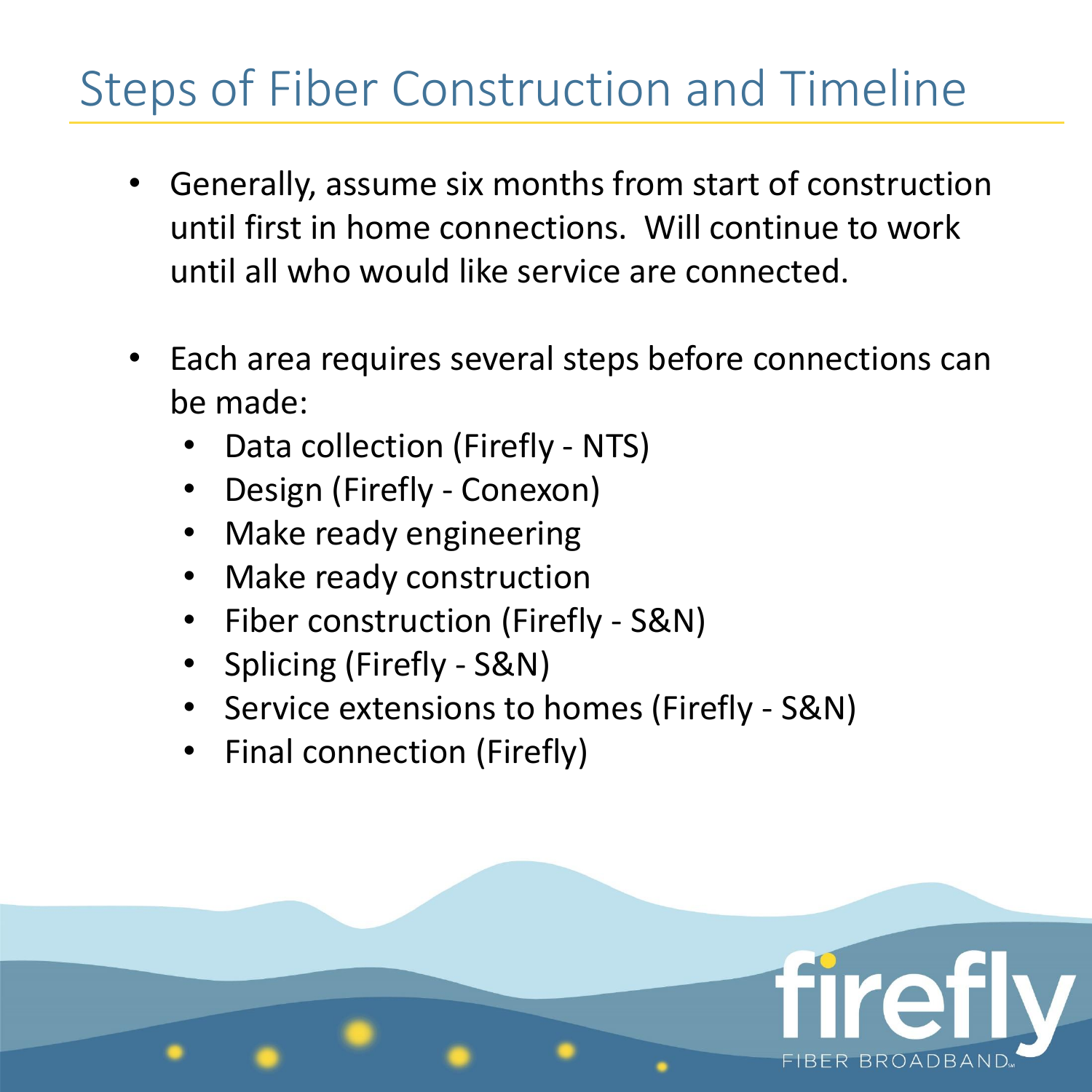# Steps of Fiber Construction and Timeline

- Generally, assume six months from start of construction until first in home connections. Will continue to work until all who would like service are connected.
- Each area requires several steps before connections can be made:
  - Data collection (Firefly - NTS)
  - Design (Firefly - Conexon)
  - Make ready engineering
  - Make ready construction
  - Fiber construction (Firefly - S&N)
  - Splicing (Firefly - S&N)
  - Service extensions to homes (Firefly - S&N)
  - Final connection (Firefly)

firefly FIBER BROADBAND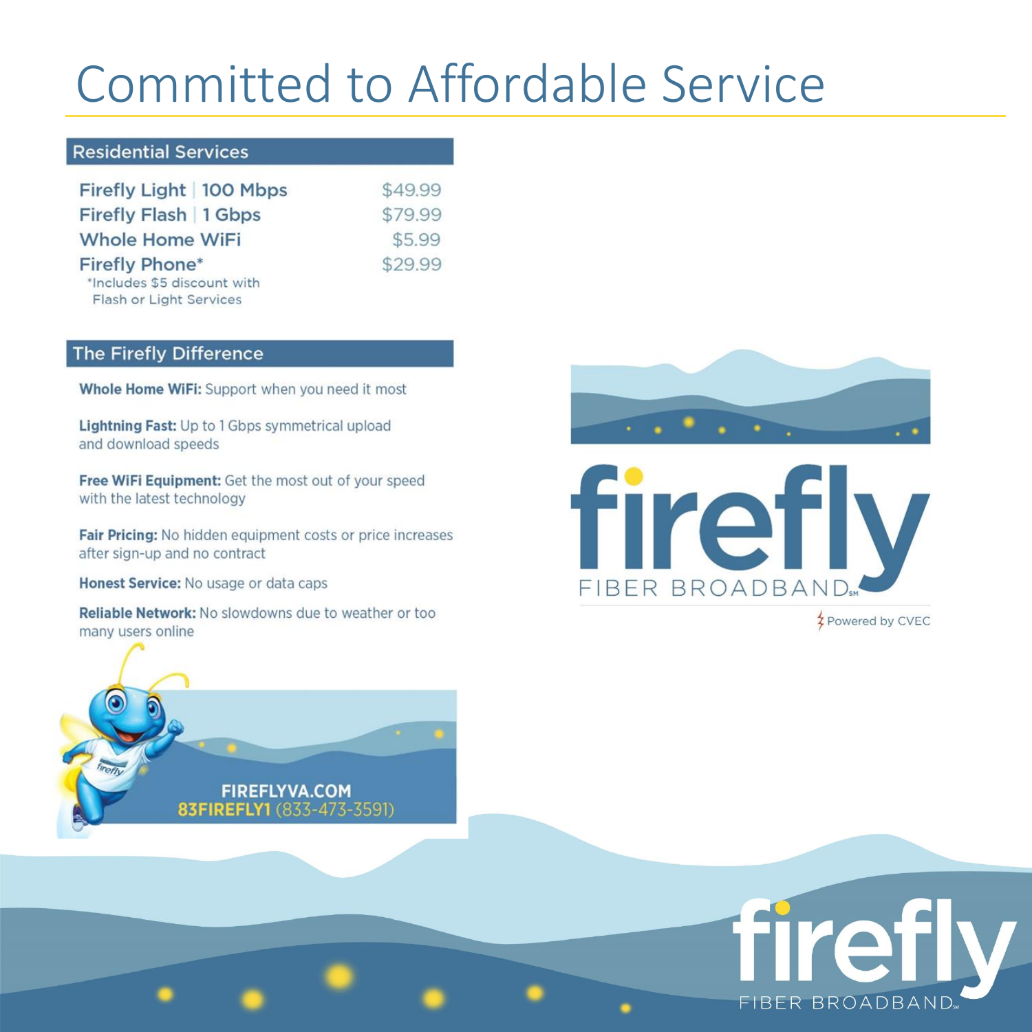# Committed to Affordable Service

## Residential Services

| Service | Price |
|---|---|
| Firefly Light \| 100 Mbps | $49.99 |
| Firefly Flash \| 1 Gbps | $79.99 |
| Whole Home WiFi | $5.99 |
| Firefly Phone* | $29.99 |

*Includes $5 discount with Flash or Light Services

## The Firefly Difference

**Whole Home WiFi:** Support when you need it most

**Lightning Fast:** Up to 1 Gbps symmetrical upload and download speeds

**Free WiFi Equipment:** Get the most out of your speed with the latest technology

**Fair Pricing:** No hidden equipment costs or price increases after sign-up and no contract

**Honest Service:** No usage or data caps

**Reliable Network:** No slowdowns due to weather or too many users online

**FIREFLYVA.COM**
**83FIREFLY1** (833-473-3591)

firefly FIBER BROADBAND℠

Powered by CVEC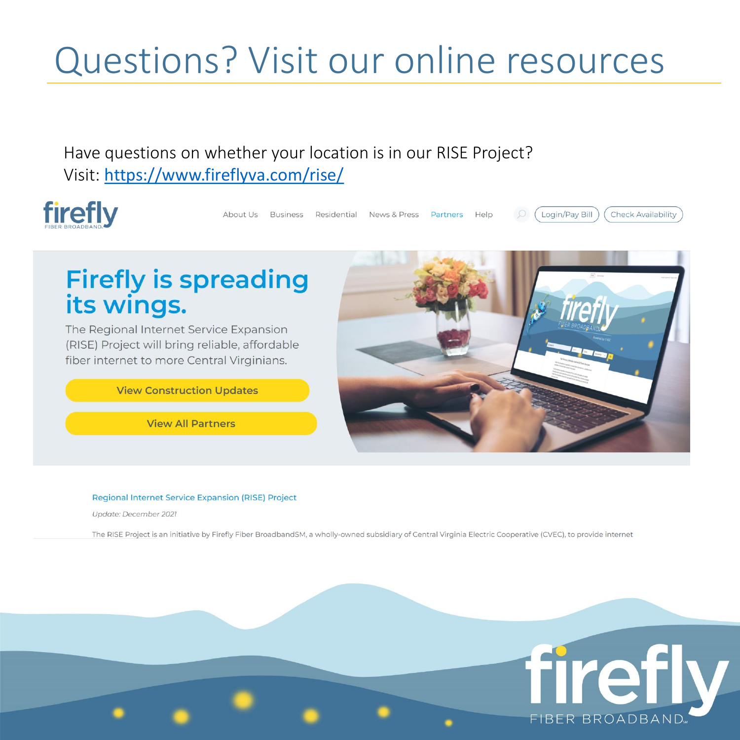# Questions? Visit our online resources

Have questions on whether your location is in our RISE Project?
Visit: https://www.fireflyva.com/rise/

firefly FIBER BROADBAND

About Us Business Residential News & Press Partners Help Login/Pay Bill Check Availability

## Firefly is spreading its wings.

The Regional Internet Service Expansion (RISE) Project will bring reliable, affordable fiber internet to more Central Virginians.

View Construction Updates

View All Partners

Regional Internet Service Expansion (RISE) Project

*Update: December 2021*

The RISE Project is an initiative by Firefly Fiber BroadbandSM, a wholly-owned subsidiary of Central Virginia Electric Cooperative (CVEC), to provide internet

firefly FIBER BROADBAND